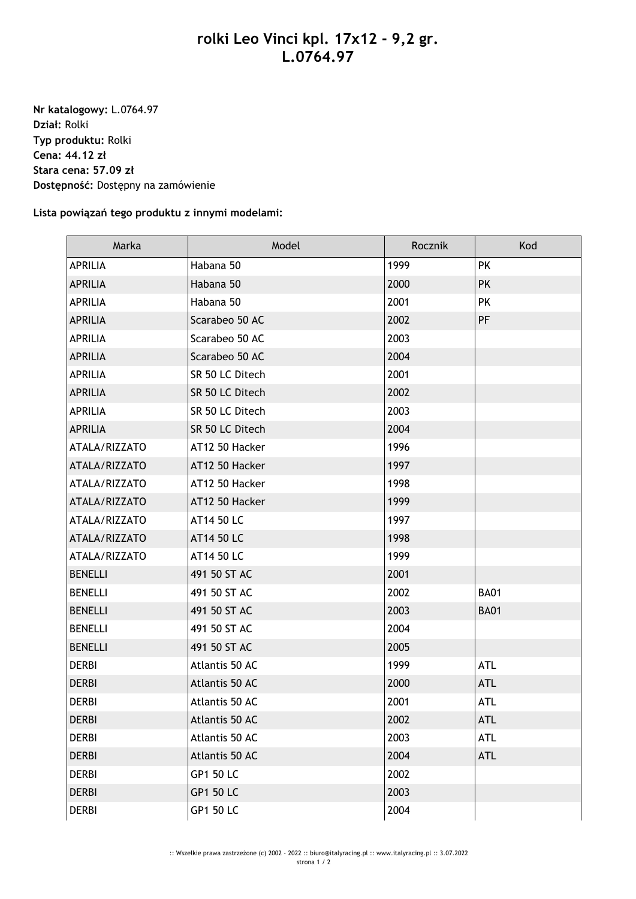# rolki Leo Vinci kpl. 17x12 - 9,2 gr. L.0764.97

**Nr katalogowy:** L.0764.97
**Dział:** Rolki
**Typ produktu:** Rolki
**Cena: 44.12 zł**
**Stara cena: 57.09 zł**
**Dostępność:** Dostępny na zamówienie

**Lista powiązań tego produktu z innymi modelami:**

| Marka | Model | Rocznik | Kod |
|---|---|---|---|
| APRILIA | Habana 50 | 1999 | PK |
| APRILIA | Habana 50 | 2000 | PK |
| APRILIA | Habana 50 | 2001 | PK |
| APRILIA | Scarabeo 50 AC | 2002 | PF |
| APRILIA | Scarabeo 50 AC | 2003 | |
| APRILIA | Scarabeo 50 AC | 2004 | |
| APRILIA | SR 50 LC Ditech | 2001 | |
| APRILIA | SR 50 LC Ditech | 2002 | |
| APRILIA | SR 50 LC Ditech | 2003 | |
| APRILIA | SR 50 LC Ditech | 2004 | |
| ATALA/RIZZATO | AT12 50 Hacker | 1996 | |
| ATALA/RIZZATO | AT12 50 Hacker | 1997 | |
| ATALA/RIZZATO | AT12 50 Hacker | 1998 | |
| ATALA/RIZZATO | AT12 50 Hacker | 1999 | |
| ATALA/RIZZATO | AT14 50 LC | 1997 | |
| ATALA/RIZZATO | AT14 50 LC | 1998 | |
| ATALA/RIZZATO | AT14 50 LC | 1999 | |
| BENELLI | 491 50 ST AC | 2001 | |
| BENELLI | 491 50 ST AC | 2002 | BA01 |
| BENELLI | 491 50 ST AC | 2003 | BA01 |
| BENELLI | 491 50 ST AC | 2004 | |
| BENELLI | 491 50 ST AC | 2005 | |
| DERBI | Atlantis 50 AC | 1999 | ATL |
| DERBI | Atlantis 50 AC | 2000 | ATL |
| DERBI | Atlantis 50 AC | 2001 | ATL |
| DERBI | Atlantis 50 AC | 2002 | ATL |
| DERBI | Atlantis 50 AC | 2003 | ATL |
| DERBI | Atlantis 50 AC | 2004 | ATL |
| DERBI | GP1 50 LC | 2002 | |
| DERBI | GP1 50 LC | 2003 | |
| DERBI | GP1 50 LC | 2004 | |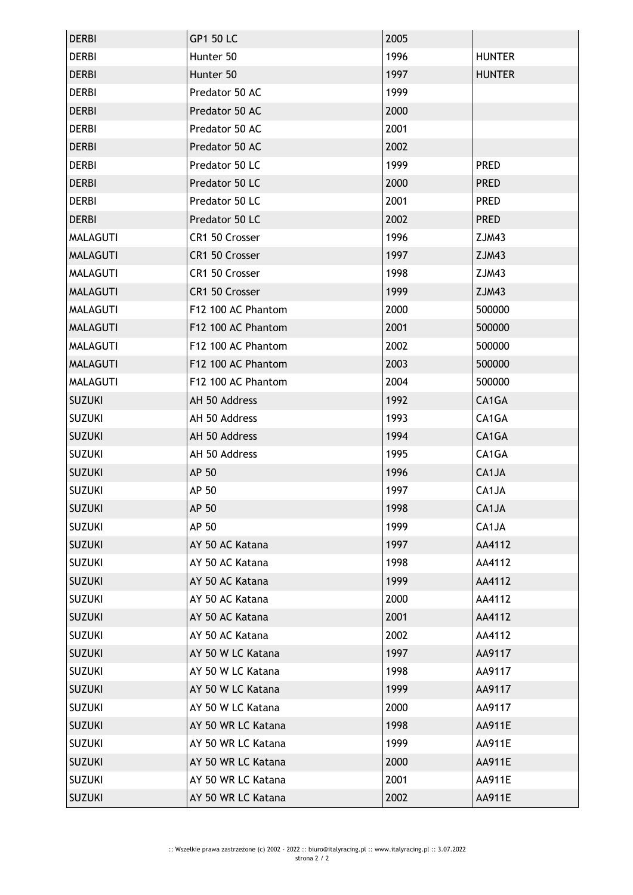| | | | |
|---|---|---|---|
| DERBI | GP1 50 LC | 2005 | |
| DERBI | Hunter 50 | 1996 | HUNTER |
| DERBI | Hunter 50 | 1997 | HUNTER |
| DERBI | Predator 50 AC | 1999 | |
| DERBI | Predator 50 AC | 2000 | |
| DERBI | Predator 50 AC | 2001 | |
| DERBI | Predator 50 AC | 2002 | |
| DERBI | Predator 50 LC | 1999 | PRED |
| DERBI | Predator 50 LC | 2000 | PRED |
| DERBI | Predator 50 LC | 2001 | PRED |
| DERBI | Predator 50 LC | 2002 | PRED |
| MALAGUTI | CR1 50 Crosser | 1996 | ZJM43 |
| MALAGUTI | CR1 50 Crosser | 1997 | ZJM43 |
| MALAGUTI | CR1 50 Crosser | 1998 | ZJM43 |
| MALAGUTI | CR1 50 Crosser | 1999 | ZJM43 |
| MALAGUTI | F12 100 AC Phantom | 2000 | 500000 |
| MALAGUTI | F12 100 AC Phantom | 2001 | 500000 |
| MALAGUTI | F12 100 AC Phantom | 2002 | 500000 |
| MALAGUTI | F12 100 AC Phantom | 2003 | 500000 |
| MALAGUTI | F12 100 AC Phantom | 2004 | 500000 |
| SUZUKI | AH 50 Address | 1992 | CA1GA |
| SUZUKI | AH 50 Address | 1993 | CA1GA |
| SUZUKI | AH 50 Address | 1994 | CA1GA |
| SUZUKI | AH 50 Address | 1995 | CA1GA |
| SUZUKI | AP 50 | 1996 | CA1JA |
| SUZUKI | AP 50 | 1997 | CA1JA |
| SUZUKI | AP 50 | 1998 | CA1JA |
| SUZUKI | AP 50 | 1999 | CA1JA |
| SUZUKI | AY 50 AC Katana | 1997 | AA4112 |
| SUZUKI | AY 50 AC Katana | 1998 | AA4112 |
| SUZUKI | AY 50 AC Katana | 1999 | AA4112 |
| SUZUKI | AY 50 AC Katana | 2000 | AA4112 |
| SUZUKI | AY 50 AC Katana | 2001 | AA4112 |
| SUZUKI | AY 50 AC Katana | 2002 | AA4112 |
| SUZUKI | AY 50 W LC Katana | 1997 | AA9117 |
| SUZUKI | AY 50 W LC Katana | 1998 | AA9117 |
| SUZUKI | AY 50 W LC Katana | 1999 | AA9117 |
| SUZUKI | AY 50 W LC Katana | 2000 | AA9117 |
| SUZUKI | AY 50 WR LC Katana | 1998 | AA911E |
| SUZUKI | AY 50 WR LC Katana | 1999 | AA911E |
| SUZUKI | AY 50 WR LC Katana | 2000 | AA911E |
| SUZUKI | AY 50 WR LC Katana | 2001 | AA911E |
| SUZUKI | AY 50 WR LC Katana | 2002 | AA911E |

:: Wszelkie prawa zastrzeżone (c) 2002 - 2022 :: biuro@italyracing.pl :: www.italyracing.pl :: 3.07.2022